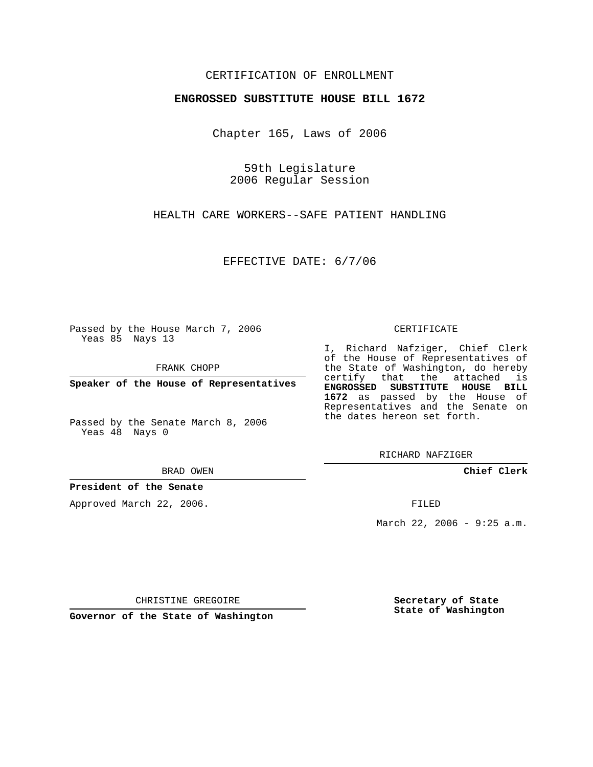CERTIFICATION OF ENROLLMENT

**ENGROSSED SUBSTITUTE HOUSE BILL 1672**

Chapter 165, Laws of 2006

59th Legislature
2006 Regular Session

HEALTH CARE WORKERS--SAFE PATIENT HANDLING

EFFECTIVE DATE: 6/7/06

Passed by the House March 7, 2006
Yeas 85 Nays 13

FRANK CHOPP

**Speaker of the House of Representatives**

Passed by the Senate March 8, 2006
Yeas 48 Nays 0

BRAD OWEN

**President of the Senate**

Approved March 22, 2006.

CHRISTINE GREGOIRE

**Governor of the State of Washington**

CERTIFICATE

I, Richard Nafziger, Chief Clerk of the House of Representatives of the State of Washington, do hereby certify that the attached is **ENGROSSED SUBSTITUTE HOUSE BILL 1672** as passed by the House of Representatives and the Senate on the dates hereon set forth.

RICHARD NAFZIGER

**Chief Clerk**

FILED

March 22, 2006 - 9:25 a.m.

**Secretary of State**
**State of Washington**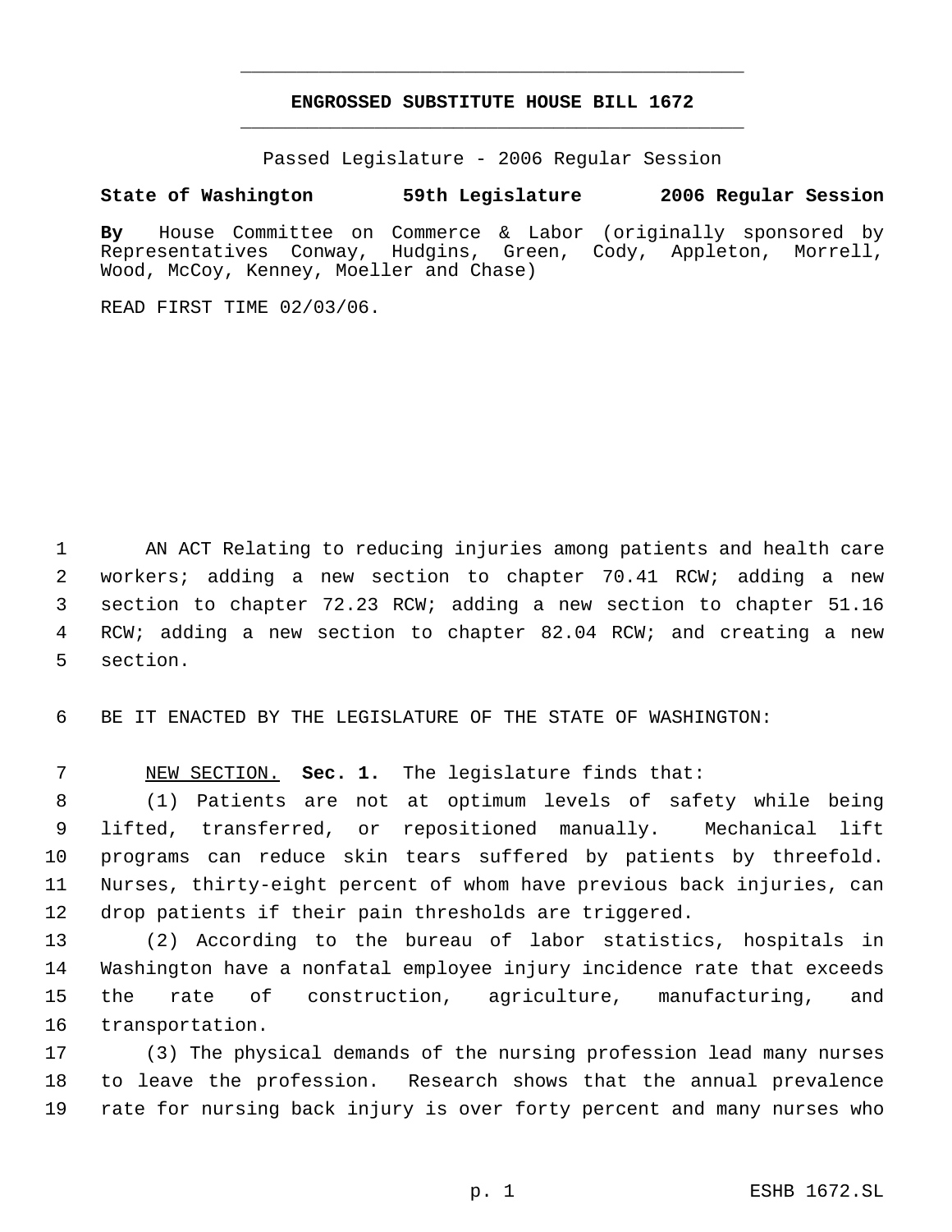# ENGROSSED SUBSTITUTE HOUSE BILL 1672

Passed Legislature - 2006 Regular Session

**State of Washington 59th Legislature 2006 Regular Session**

**By** House Committee on Commerce & Labor (originally sponsored by Representatives Conway, Hudgins, Green, Cody, Appleton, Morrell, Wood, McCoy, Kenney, Moeller and Chase)

READ FIRST TIME 02/03/06.

AN ACT Relating to reducing injuries among patients and health care workers; adding a new section to chapter 70.41 RCW; adding a new section to chapter 72.23 RCW; adding a new section to chapter 51.16 RCW; adding a new section to chapter 82.04 RCW; and creating a new section.

BE IT ENACTED BY THE LEGISLATURE OF THE STATE OF WASHINGTON:

NEW SECTION. **Sec. 1.** The legislature finds that:

(1) Patients are not at optimum levels of safety while being lifted, transferred, or repositioned manually. Mechanical lift programs can reduce skin tears suffered by patients by threefold. Nurses, thirty-eight percent of whom have previous back injuries, can drop patients if their pain thresholds are triggered.

(2) According to the bureau of labor statistics, hospitals in Washington have a nonfatal employee injury incidence rate that exceeds the rate of construction, agriculture, manufacturing, and transportation.

(3) The physical demands of the nursing profession lead many nurses to leave the profession. Research shows that the annual prevalence rate for nursing back injury is over forty percent and many nurses who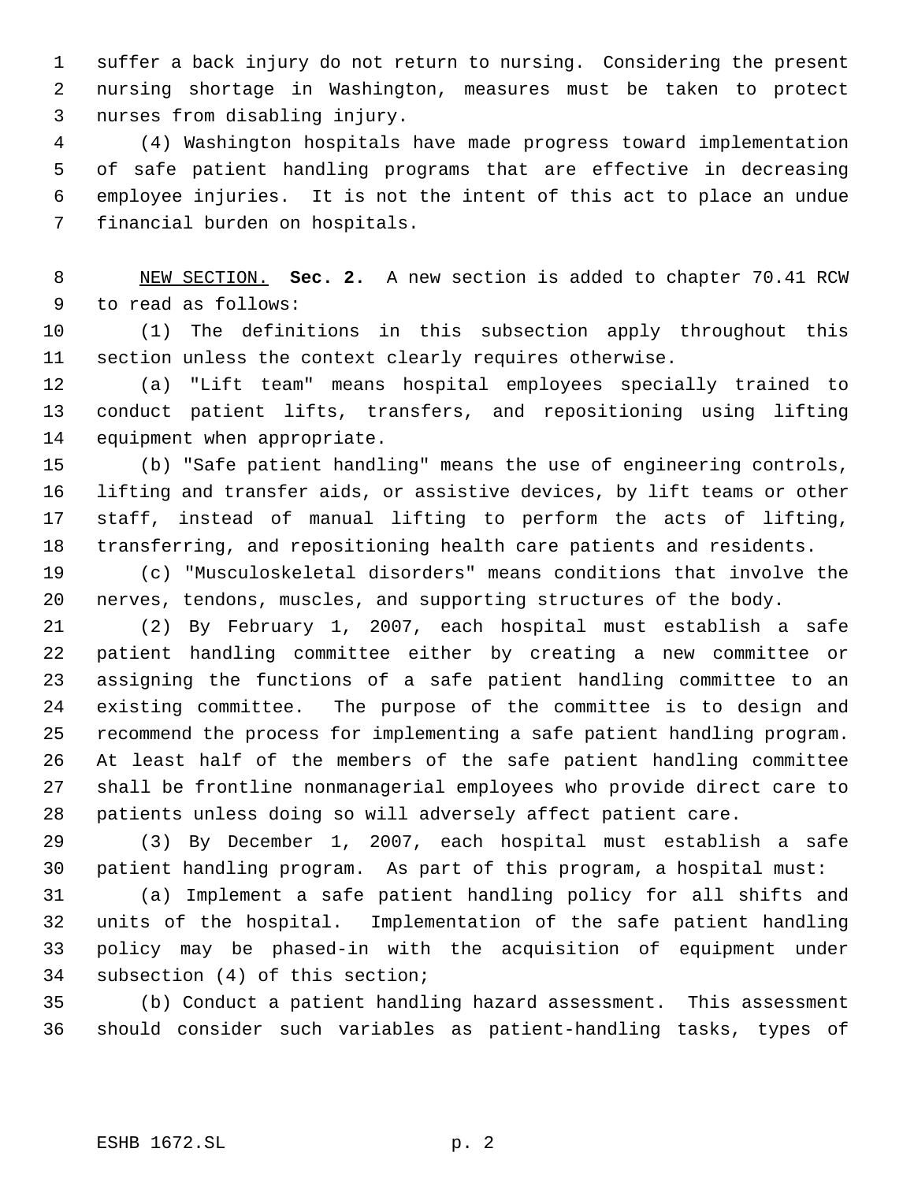suffer a back injury do not return to nursing. Considering the present nursing shortage in Washington, measures must be taken to protect nurses from disabling injury.

(4) Washington hospitals have made progress toward implementation of safe patient handling programs that are effective in decreasing employee injuries. It is not the intent of this act to place an undue financial burden on hospitals.

NEW SECTION. **Sec. 2.** A new section is added to chapter 70.41 RCW to read as follows:

(1) The definitions in this subsection apply throughout this section unless the context clearly requires otherwise.

(a) "Lift team" means hospital employees specially trained to conduct patient lifts, transfers, and repositioning using lifting equipment when appropriate.

(b) "Safe patient handling" means the use of engineering controls, lifting and transfer aids, or assistive devices, by lift teams or other staff, instead of manual lifting to perform the acts of lifting, transferring, and repositioning health care patients and residents.

(c) "Musculoskeletal disorders" means conditions that involve the nerves, tendons, muscles, and supporting structures of the body.

(2) By February 1, 2007, each hospital must establish a safe patient handling committee either by creating a new committee or assigning the functions of a safe patient handling committee to an existing committee. The purpose of the committee is to design and recommend the process for implementing a safe patient handling program. At least half of the members of the safe patient handling committee shall be frontline nonmanagerial employees who provide direct care to patients unless doing so will adversely affect patient care.

(3) By December 1, 2007, each hospital must establish a safe patient handling program. As part of this program, a hospital must:

(a) Implement a safe patient handling policy for all shifts and units of the hospital. Implementation of the safe patient handling policy may be phased-in with the acquisition of equipment under subsection (4) of this section;

(b) Conduct a patient handling hazard assessment. This assessment should consider such variables as patient-handling tasks, types of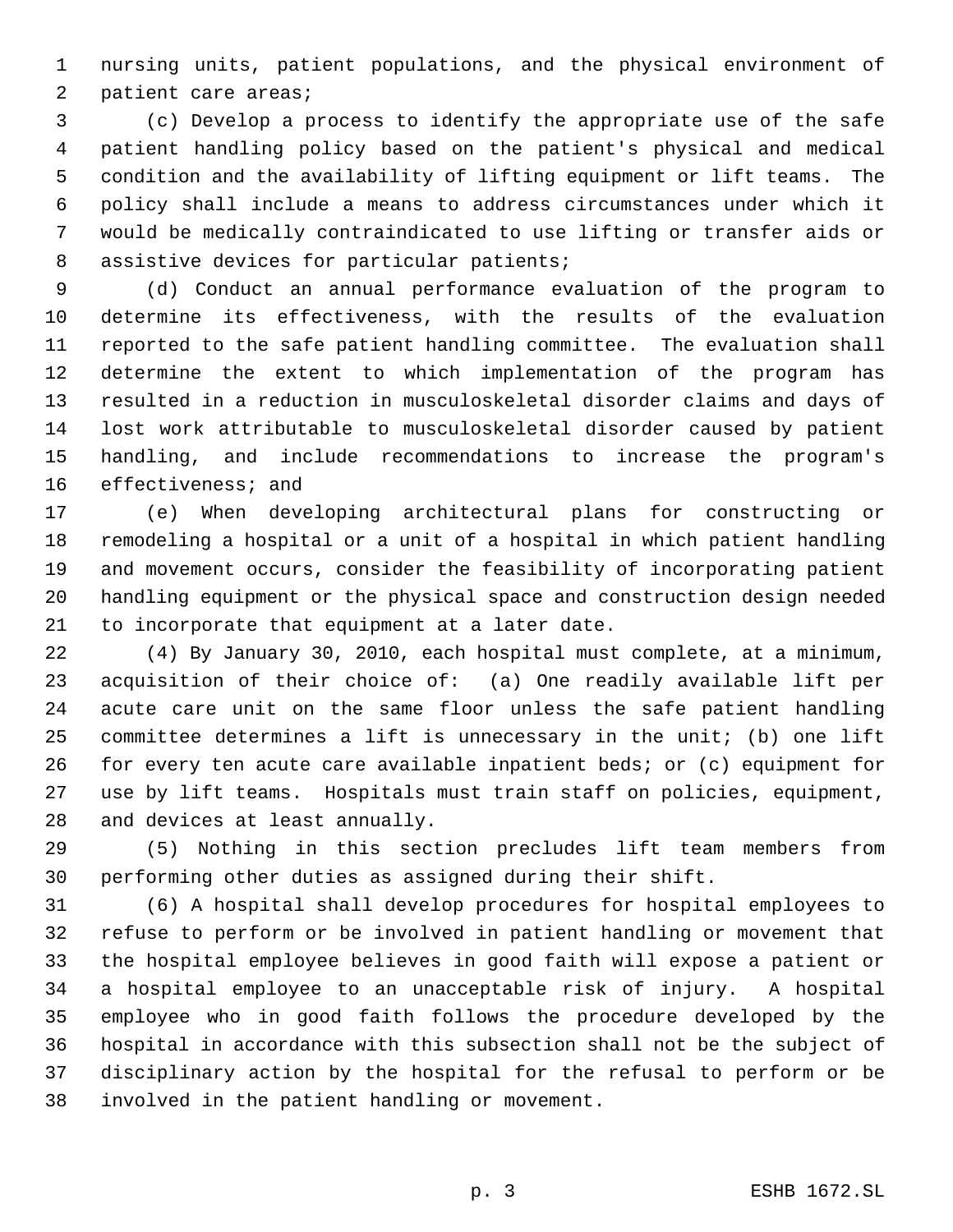nursing units, patient populations, and the physical environment of patient care areas;

(c) Develop a process to identify the appropriate use of the safe patient handling policy based on the patient's physical and medical condition and the availability of lifting equipment or lift teams. The policy shall include a means to address circumstances under which it would be medically contraindicated to use lifting or transfer aids or assistive devices for particular patients;

(d) Conduct an annual performance evaluation of the program to determine its effectiveness, with the results of the evaluation reported to the safe patient handling committee. The evaluation shall determine the extent to which implementation of the program has resulted in a reduction in musculoskeletal disorder claims and days of lost work attributable to musculoskeletal disorder caused by patient handling, and include recommendations to increase the program's effectiveness; and

(e) When developing architectural plans for constructing or remodeling a hospital or a unit of a hospital in which patient handling and movement occurs, consider the feasibility of incorporating patient handling equipment or the physical space and construction design needed to incorporate that equipment at a later date.

(4) By January 30, 2010, each hospital must complete, at a minimum, acquisition of their choice of: (a) One readily available lift per acute care unit on the same floor unless the safe patient handling committee determines a lift is unnecessary in the unit; (b) one lift for every ten acute care available inpatient beds; or (c) equipment for use by lift teams. Hospitals must train staff on policies, equipment, and devices at least annually.

(5) Nothing in this section precludes lift team members from performing other duties as assigned during their shift.

(6) A hospital shall develop procedures for hospital employees to refuse to perform or be involved in patient handling or movement that the hospital employee believes in good faith will expose a patient or a hospital employee to an unacceptable risk of injury. A hospital employee who in good faith follows the procedure developed by the hospital in accordance with this subsection shall not be the subject of disciplinary action by the hospital for the refusal to perform or be involved in the patient handling or movement.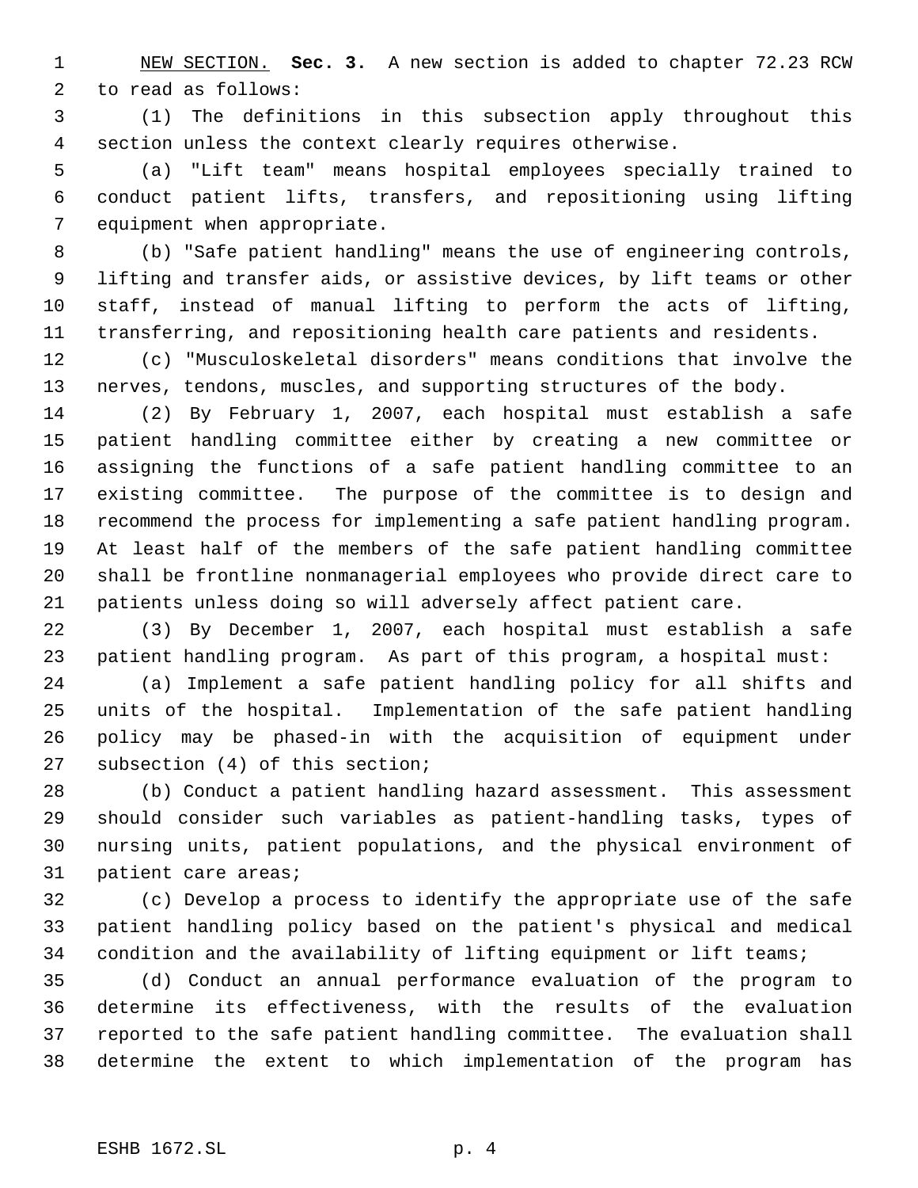NEW SECTION. **Sec. 3.** A new section is added to chapter 72.23 RCW to read as follows:

(1) The definitions in this subsection apply throughout this section unless the context clearly requires otherwise.

(a) "Lift team" means hospital employees specially trained to conduct patient lifts, transfers, and repositioning using lifting equipment when appropriate.

(b) "Safe patient handling" means the use of engineering controls, lifting and transfer aids, or assistive devices, by lift teams or other staff, instead of manual lifting to perform the acts of lifting, transferring, and repositioning health care patients and residents.

(c) "Musculoskeletal disorders" means conditions that involve the nerves, tendons, muscles, and supporting structures of the body.

(2) By February 1, 2007, each hospital must establish a safe patient handling committee either by creating a new committee or assigning the functions of a safe patient handling committee to an existing committee. The purpose of the committee is to design and recommend the process for implementing a safe patient handling program. At least half of the members of the safe patient handling committee shall be frontline nonmanagerial employees who provide direct care to patients unless doing so will adversely affect patient care.

(3) By December 1, 2007, each hospital must establish a safe patient handling program. As part of this program, a hospital must:

(a) Implement a safe patient handling policy for all shifts and units of the hospital. Implementation of the safe patient handling policy may be phased-in with the acquisition of equipment under subsection (4) of this section;

(b) Conduct a patient handling hazard assessment. This assessment should consider such variables as patient-handling tasks, types of nursing units, patient populations, and the physical environment of patient care areas;

(c) Develop a process to identify the appropriate use of the safe patient handling policy based on the patient's physical and medical condition and the availability of lifting equipment or lift teams;

(d) Conduct an annual performance evaluation of the program to determine its effectiveness, with the results of the evaluation reported to the safe patient handling committee. The evaluation shall determine the extent to which implementation of the program has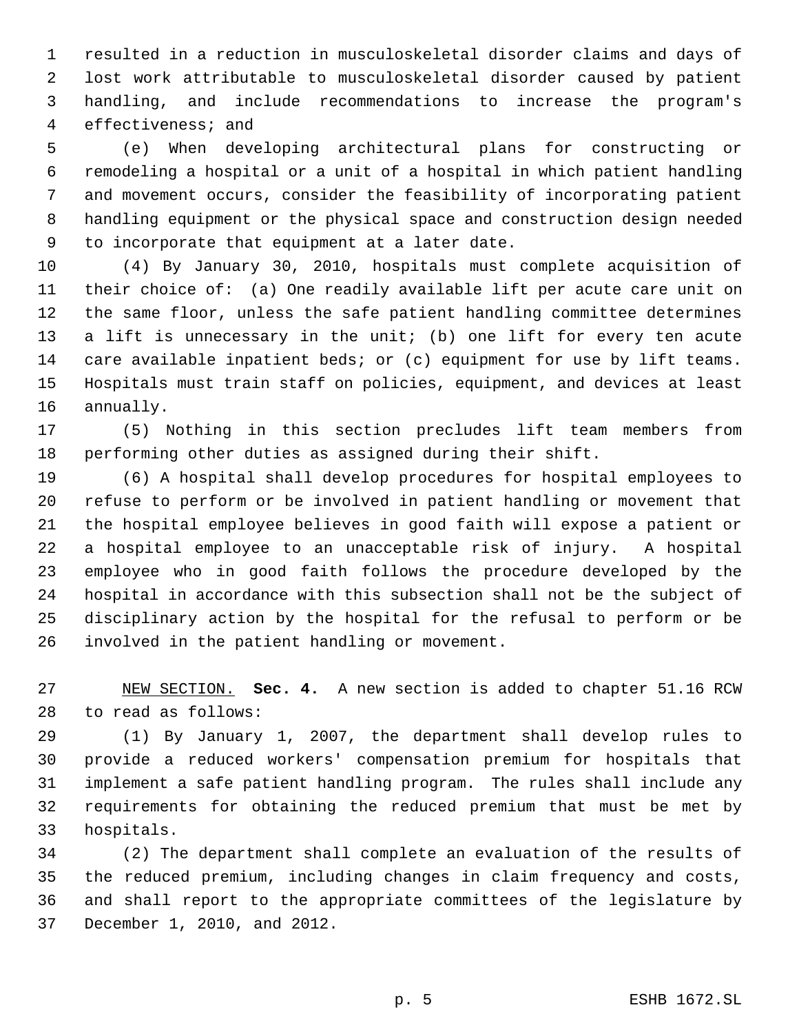resulted in a reduction in musculoskeletal disorder claims and days of lost work attributable to musculoskeletal disorder caused by patient handling, and include recommendations to increase the program's effectiveness; and

(e) When developing architectural plans for constructing or remodeling a hospital or a unit of a hospital in which patient handling and movement occurs, consider the feasibility of incorporating patient handling equipment or the physical space and construction design needed to incorporate that equipment at a later date.

(4) By January 30, 2010, hospitals must complete acquisition of their choice of: (a) One readily available lift per acute care unit on the same floor, unless the safe patient handling committee determines a lift is unnecessary in the unit; (b) one lift for every ten acute care available inpatient beds; or (c) equipment for use by lift teams. Hospitals must train staff on policies, equipment, and devices at least annually.

(5) Nothing in this section precludes lift team members from performing other duties as assigned during their shift.

(6) A hospital shall develop procedures for hospital employees to refuse to perform or be involved in patient handling or movement that the hospital employee believes in good faith will expose a patient or a hospital employee to an unacceptable risk of injury. A hospital employee who in good faith follows the procedure developed by the hospital in accordance with this subsection shall not be the subject of disciplinary action by the hospital for the refusal to perform or be involved in the patient handling or movement.

NEW SECTION. **Sec. 4.** A new section is added to chapter 51.16 RCW to read as follows:

(1) By January 1, 2007, the department shall develop rules to provide a reduced workers' compensation premium for hospitals that implement a safe patient handling program. The rules shall include any requirements for obtaining the reduced premium that must be met by hospitals.

(2) The department shall complete an evaluation of the results of the reduced premium, including changes in claim frequency and costs, and shall report to the appropriate committees of the legislature by December 1, 2010, and 2012.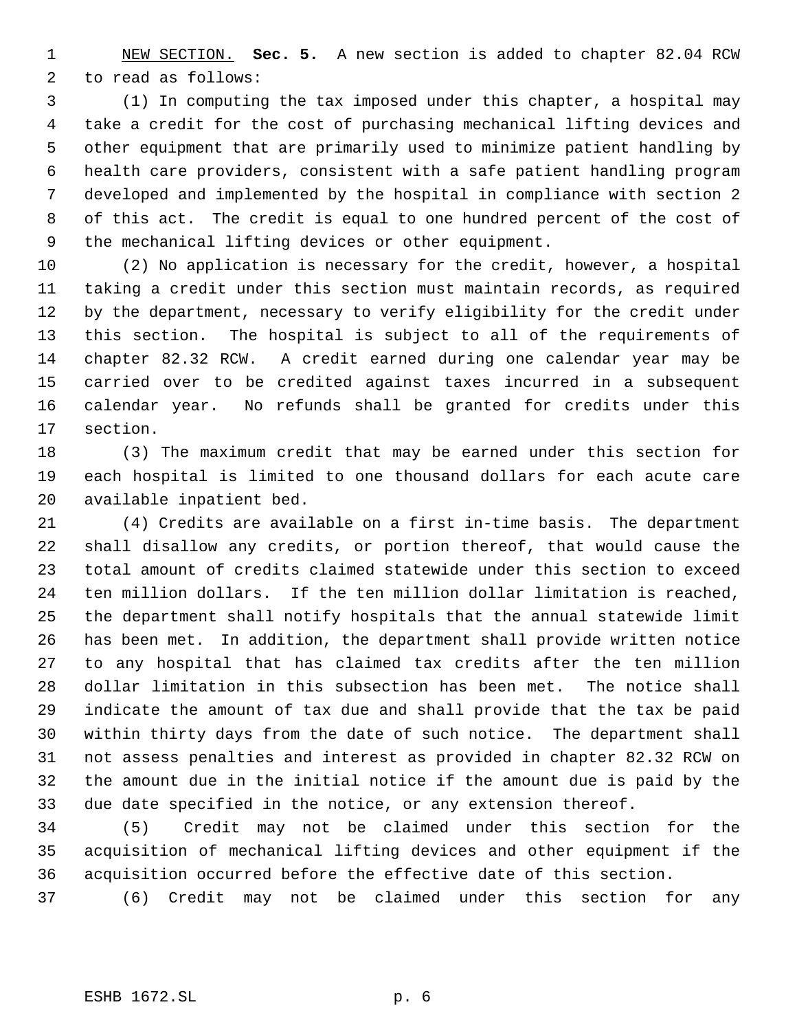NEW SECTION. **Sec. 5.** A new section is added to chapter 82.04 RCW to read as follows:

(1) In computing the tax imposed under this chapter, a hospital may take a credit for the cost of purchasing mechanical lifting devices and other equipment that are primarily used to minimize patient handling by health care providers, consistent with a safe patient handling program developed and implemented by the hospital in compliance with section 2 of this act. The credit is equal to one hundred percent of the cost of the mechanical lifting devices or other equipment.

(2) No application is necessary for the credit, however, a hospital taking a credit under this section must maintain records, as required by the department, necessary to verify eligibility for the credit under this section. The hospital is subject to all of the requirements of chapter 82.32 RCW. A credit earned during one calendar year may be carried over to be credited against taxes incurred in a subsequent calendar year. No refunds shall be granted for credits under this section.

(3) The maximum credit that may be earned under this section for each hospital is limited to one thousand dollars for each acute care available inpatient bed.

(4) Credits are available on a first in-time basis. The department shall disallow any credits, or portion thereof, that would cause the total amount of credits claimed statewide under this section to exceed ten million dollars. If the ten million dollar limitation is reached, the department shall notify hospitals that the annual statewide limit has been met. In addition, the department shall provide written notice to any hospital that has claimed tax credits after the ten million dollar limitation in this subsection has been met. The notice shall indicate the amount of tax due and shall provide that the tax be paid within thirty days from the date of such notice. The department shall not assess penalties and interest as provided in chapter 82.32 RCW on the amount due in the initial notice if the amount due is paid by the due date specified in the notice, or any extension thereof.

(5) Credit may not be claimed under this section for the acquisition of mechanical lifting devices and other equipment if the acquisition occurred before the effective date of this section.

(6) Credit may not be claimed under this section for any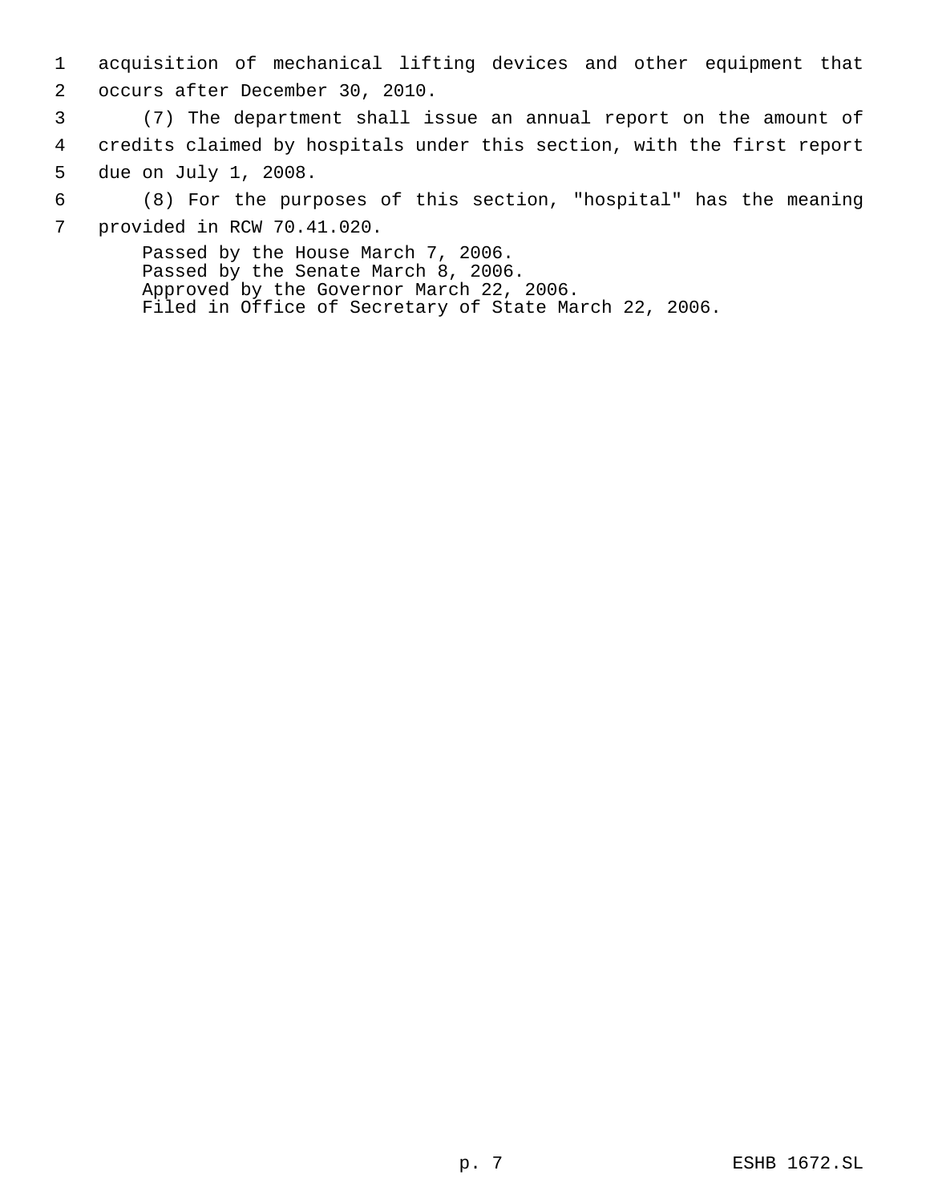acquisition of mechanical lifting devices and other equipment that occurs after December 30, 2010.

(7) The department shall issue an annual report on the amount of credits claimed by hospitals under this section, with the first report due on July 1, 2008.

(8) For the purposes of this section, "hospital" has the meaning provided in RCW 70.41.020.

Passed by the House March 7, 2006.
Passed by the Senate March 8, 2006.
Approved by the Governor March 22, 2006.
Filed in Office of Secretary of State March 22, 2006.